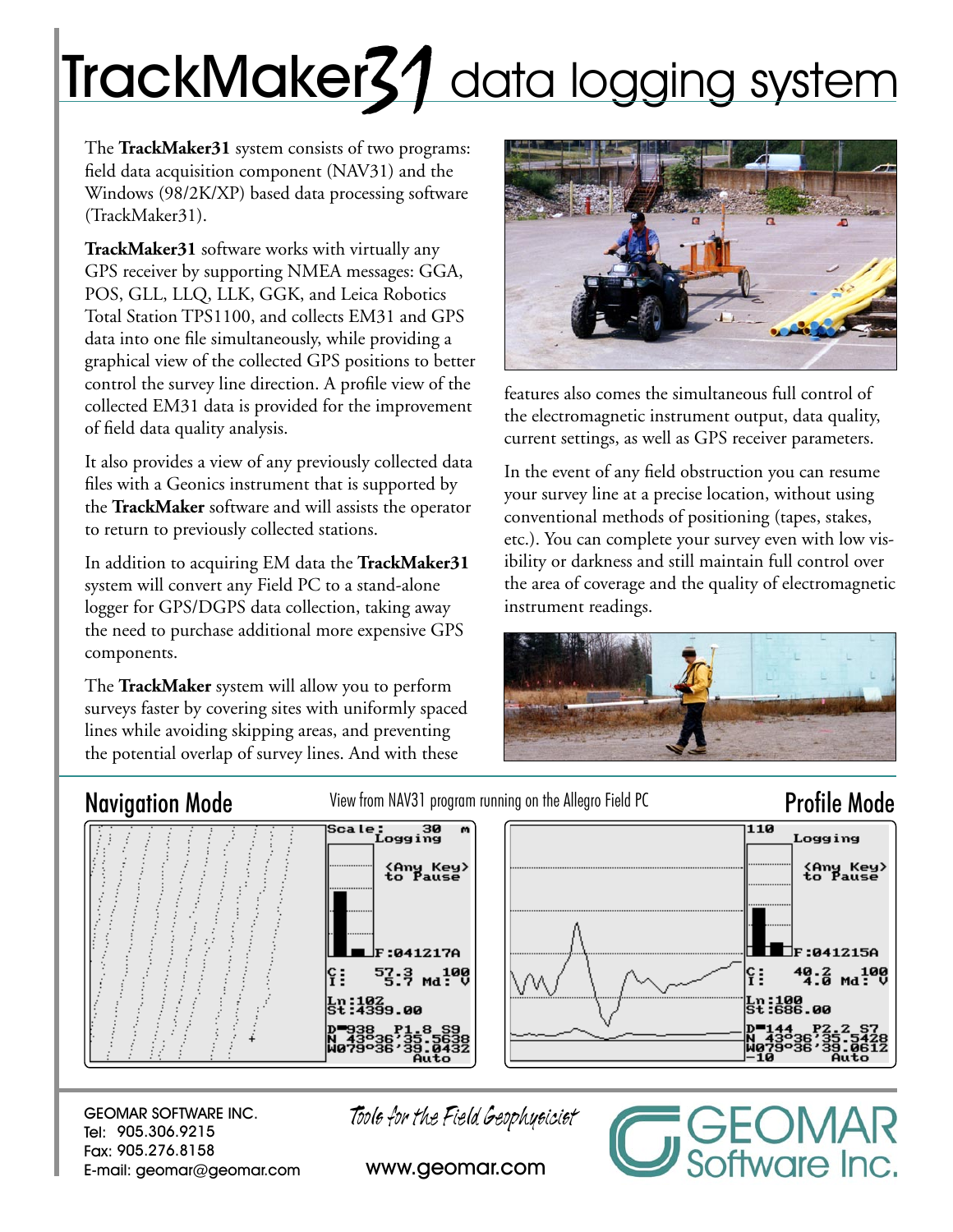# TrackMaker31 data logging system

The **TrackMaker31** system consists of two programs: field data acquisition component (NAV31) and the Windows (98/2K/XP) based data processing software (TrackMaker31).

**TrackMaker31** software works with virtually any GPS receiver by supporting NMEA messages: GGA, POS, GLL, LLQ, LLK, GGK, and Leica Robotics Total Station TPS1100, and collects EM31 and GPS data into one file simultaneously, while providing a graphical view of the collected GPS positions to better control the survey line direction. A profile view of the collected EM31 data is provided for the improvement of field data quality analysis.

It also provides a view of any previously collected data files with a Geonics instrument that is supported by the **TrackMaker** software and will assists the operator to return to previously collected stations.

In addition to acquiring EM data the **TrackMaker31** system will convert any Field PC to a stand-alone logger for GPS/DGPS data collection, taking away the need to purchase additional more expensive GPS components.

The **TrackMaker** system will allow you to perform surveys faster by covering sites with uniformly spaced lines while avoiding skipping areas, and preventing the potential overlap of survey lines. And with these features also comes the simultaneous full control of the electromagnetic instrument output, data quality, current settings, as well as GPS receiver parameters.

In the event of any field obstruction you can resume your survey line at a precise location, without using conventional methods of positioning (tapes, stakes, etc.). You can complete your survey even with low visibility or darkness and still maintain full control over the area of coverage and the quality of electromagnetic instrument readings.

## Navigation Mode

View from NAV31 program running on the Allegro Field PC

## Profile Mode

GEOMAR SOFTWARE INC.
Tel: 905.306.9215
Fax: 905.276.8158
E-mail: geomar@geomar.com

*Tools for the Field Geophysicist*

www.geomar.com

GEOMAR Software Inc.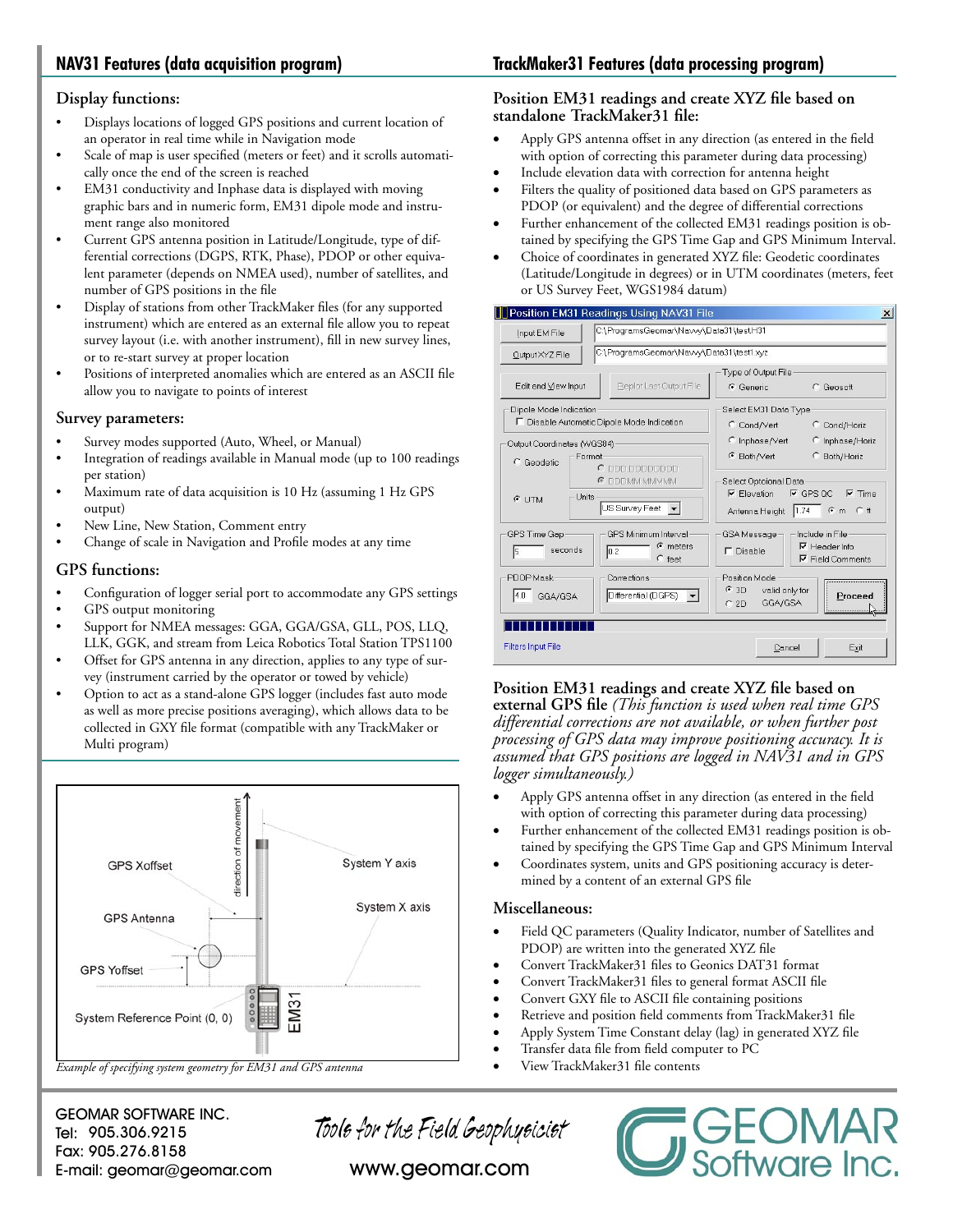## NAV31 Features (data acquisition program)

### Display functions:

- Displays locations of logged GPS positions and current location of an operator in real time while in Navigation mode
- Scale of map is user specified (meters or feet) and it scrolls automatically once the end of the screen is reached
- EM31 conductivity and Inphase data is displayed with moving graphic bars and in numeric form, EM31 dipole mode and instrument range also monitored
- Current GPS antenna position in Latitude/Longitude, type of differential corrections (DGPS, RTK, Phase), PDOP or other equivalent parameter (depends on NMEA used), number of satellites, and number of GPS positions in the file
- Display of stations from other TrackMaker files (for any supported instrument) which are entered as an external file allow you to repeat survey layout (i.e. with another instrument), fill in new survey lines, or to re-start survey at proper location
- Positions of interpreted anomalies which are entered as an ASCII file allow you to navigate to points of interest

### Survey parameters:

- Survey modes supported (Auto, Wheel, or Manual)
- Integration of readings available in Manual mode (up to 100 readings per station)
- Maximum rate of data acquisition is 10 Hz (assuming 1 Hz GPS output)
- New Line, New Station, Comment entry
- Change of scale in Navigation and Profile modes at any time

### GPS functions:

- Configuration of logger serial port to accommodate any GPS settings
- GPS output monitoring
- Support for NMEA messages: GGA, GGA/GSA, GLL, POS, LLQ, LLK, GGK, and stream from Leica Robotics Total Station TPS1100
- Offset for GPS antenna in any direction, applies to any type of survey (instrument carried by the operator or towed by vehicle)
- Option to act as a stand-alone GPS logger (includes fast auto mode as well as more precise positions averaging), which allows data to be collected in GXY file format (compatible with any TrackMaker or Multi program)

GPS Xoffset
GPS Antenna
GPS Yoffset
System Reference Point (0, 0)
direction of movement
System Y axis
System X axis
EM31

*Example of specifying system geometry for EM31 and GPS antenna*

## TrackMaker31 Features (data processing program)

### Position EM31 readings and create XYZ file based on standalone TrackMaker31 file:

- Apply GPS antenna offset in any direction (as entered in the field with option of correcting this parameter during data processing)
- Include elevation data with correction for antenna height
- Filters the quality of positioned data based on GPS parameters as PDOP (or equivalent) and the degree of differential corrections
- Further enhancement of the collected EM31 readings position is obtained by specifying the GPS Time Gap and GPS Minimum Interval.
- Choice of coordinates in generated XYZ file: Geodetic coordinates (Latitude/Longitude in degrees) or in UTM coordinates (meters, feet or US Survey Feet, WGS1984 datum)

Position EM31 Readings Using NAV31 File

Input EM File: C:\ProgramsGeomar\Navw\Data31\test.H31
Output XYZ File: C:\ProgramsGeomar\Navw\Data31\test1.xyz
Edit and View Input | Replot Last Output File
Type of Output File: Generic | Geosoft
Dipole Mode Indication: Disable Automatic Dipole Mode Indication
Select EM31 Data Type: Cond/Vert | Cond/Horiz | Inphase/Vert | Inphase/Horiz | Both/Vert | Both/Horiz
Output Coordinates (WGS84): Geodetic | UTM
Format: DDD.DDDDDDDD | DDD MM.MMMMM
Units: US Survey Feet
Select Optional Data: Elevation | GPS QC | Time
Antenna Height: 1.74 m | ft
GPS Time Gap: 5 seconds
GPS Minimum Interval: 0.2 meters | feet
GSA Message: Disable
Include in File: Header Info | Field Comments
PDOP Mask: 4.0 GGA/GSA
Corrections: Differential (DGPS)
Position Mode: 3D | 2D valid only for GGA/GSA
Proceed
Filters Input File
Cancel | Exit

### Position EM31 readings and create XYZ file based on external GPS file *(This function is used when real time GPS differential corrections are not available, or when further post processing of GPS data may improve positioning accuracy. It is assumed that GPS positions are logged in NAV31 and in GPS logger simultaneously.)*

- Apply GPS antenna offset in any direction (as entered in the field with option of correcting this parameter during data processing)
- Further enhancement of the collected EM31 readings position is obtained by specifying the GPS Time Gap and GPS Minimum Interval
- Coordinates system, units and GPS positioning accuracy is determined by a content of an external GPS file

### Miscellaneous:

- Field QC parameters (Quality Indicator, number of Satellites and PDOP) are written into the generated XYZ file
- Convert TrackMaker31 files to Geonics DAT31 format
- Convert TrackMaker31 files to general format ASCII file
- Convert GXY file to ASCII file containing positions
- Retrieve and position field comments from TrackMaker31 file
- Apply System Time Constant delay (lag) in generated XYZ file
- Transfer data file from field computer to PC
- View TrackMaker31 file contents

GEOMAR SOFTWARE INC.
Tel: 905.306.9215
Fax: 905.276.8158
E-mail: geomar@geomar.com

*Tools for the Field Geophysicist*

www.geomar.com

GEOMAR Software Inc.